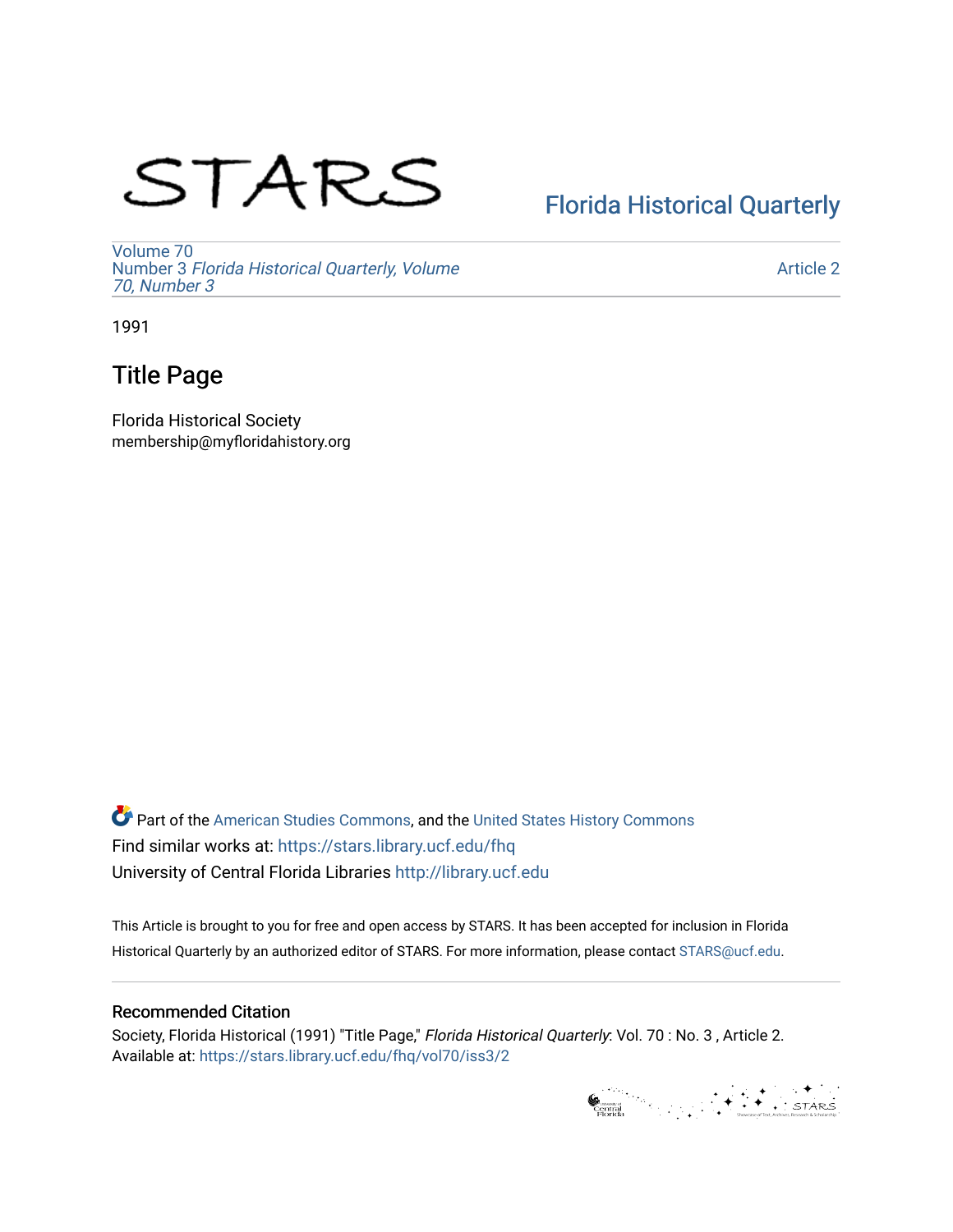STARS

Florida Historical Quarterly

Volume 70
Number 3 *Florida Historical Quarterly, Volume 70, Number 3*

Article 2

1991

# Title Page

Florida Historical Society
membership@myfloridahistory.org

Part of the American Studies Commons, and the United States History Commons
Find similar works at: https://stars.library.ucf.edu/fhq
University of Central Florida Libraries http://library.ucf.edu

This Article is brought to you for free and open access by STARS. It has been accepted for inclusion in Florida Historical Quarterly by an authorized editor of STARS. For more information, please contact STARS@ucf.edu.

## Recommended Citation

Society, Florida Historical (1991) "Title Page," *Florida Historical Quarterly*: Vol. 70 : No. 3 , Article 2.
Available at: https://stars.library.ucf.edu/fhq/vol70/iss3/2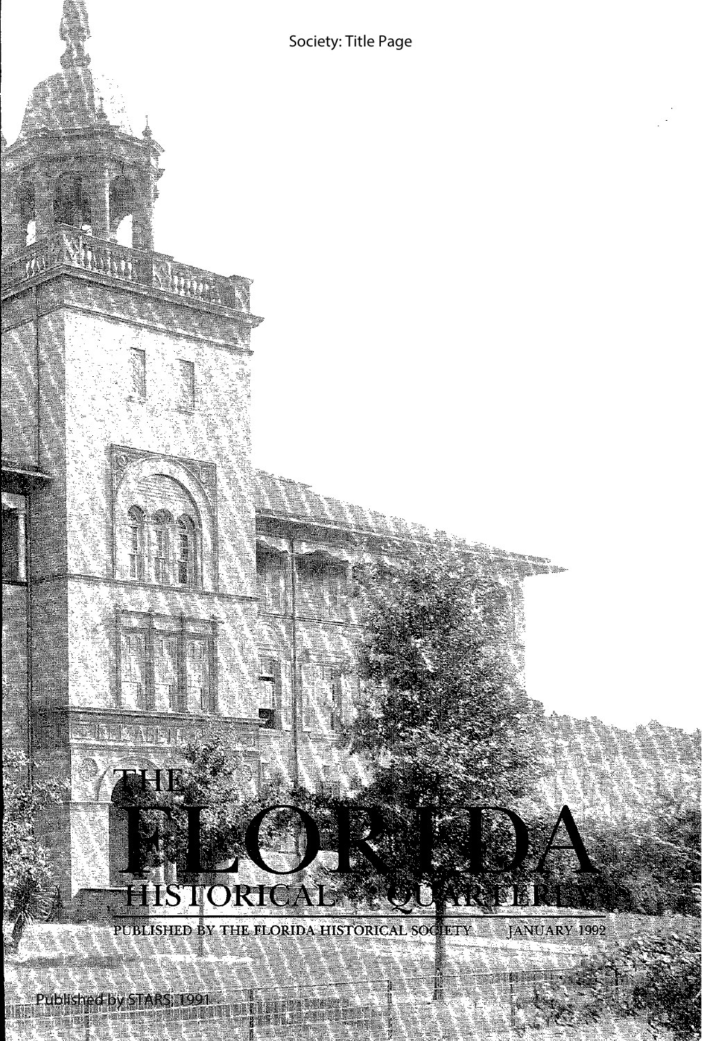Society: Title Page

# THE FLORIDA HISTORICAL QUARTERLY

PUBLISHED BY THE FLORIDA HISTORICAL SOCIETY JANUARY 1992

Published by STARS, 1991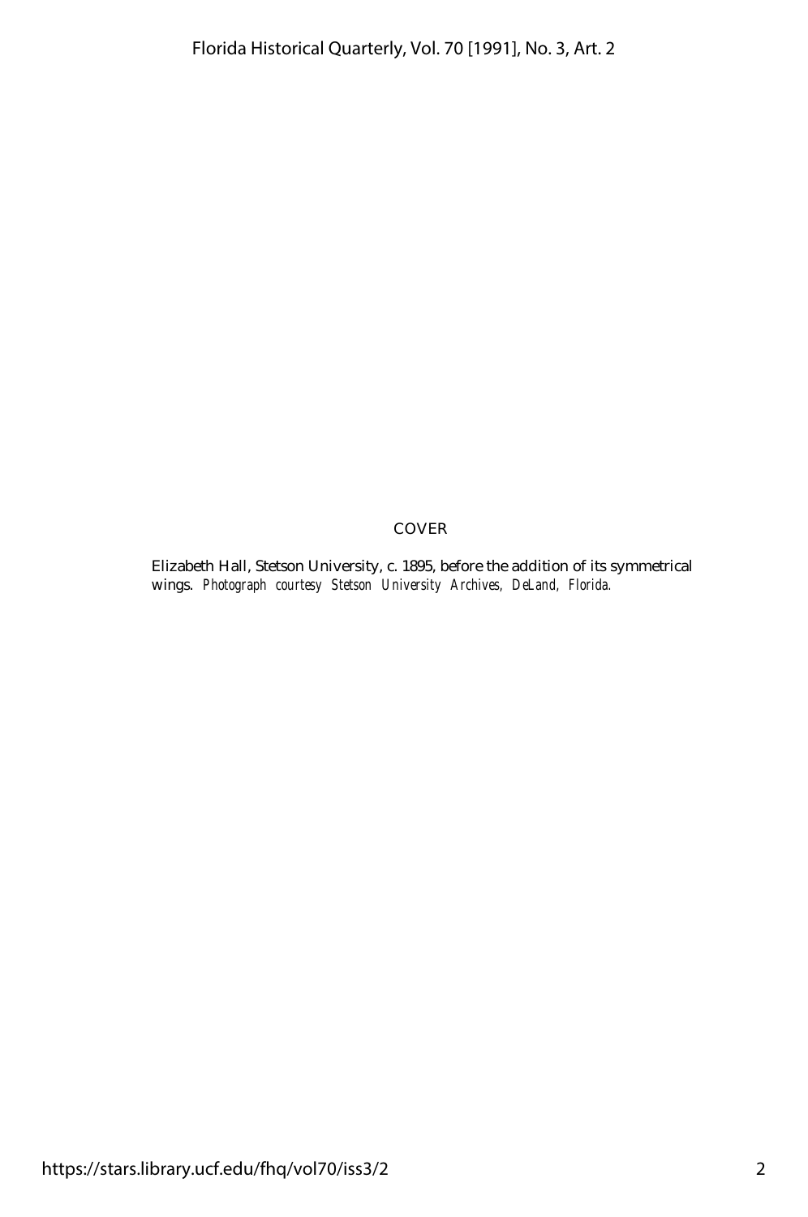COVER

Elizabeth Hall, Stetson University, c. 1895, before the addition of its symmetrical wings. *Photograph courtesy Stetson University Archives, DeLand, Florida.*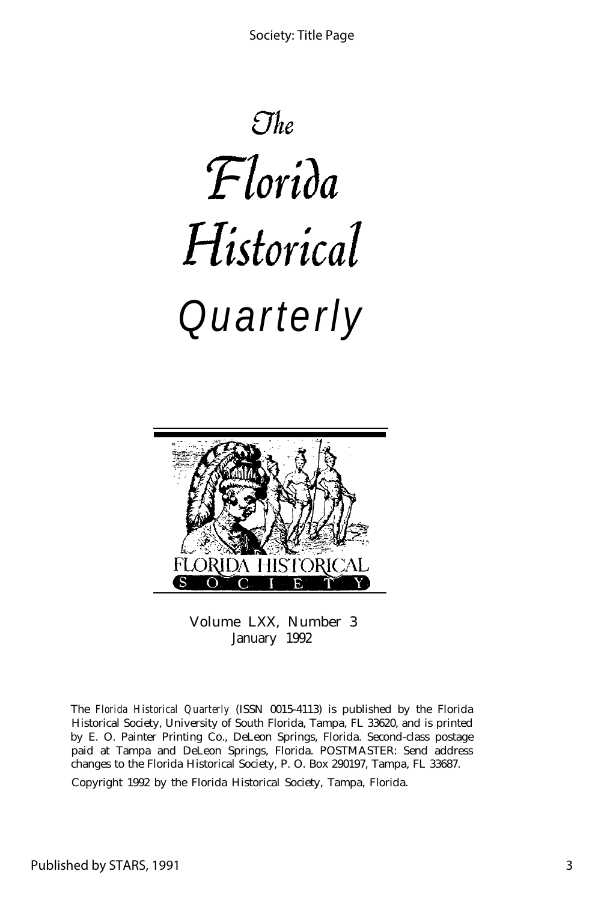# The Florida Historical Quarterly

FLORIDA HISTORICAL SOCIETY

Volume LXX, Number 3
January 1992

The *Florida Historical Quarterly* (ISSN 0015-4113) is published by the Florida Historical Society, University of South Florida, Tampa, FL 33620, and is printed by E. O. Painter Printing Co., DeLeon Springs, Florida. Second-class postage paid at Tampa and DeLeon Springs, Florida. POSTMASTER: Send address changes to the Florida Historical Society, P. O. Box 290197, Tampa, FL 33687.

Copyright 1992 by the Florida Historical Society, Tampa, Florida.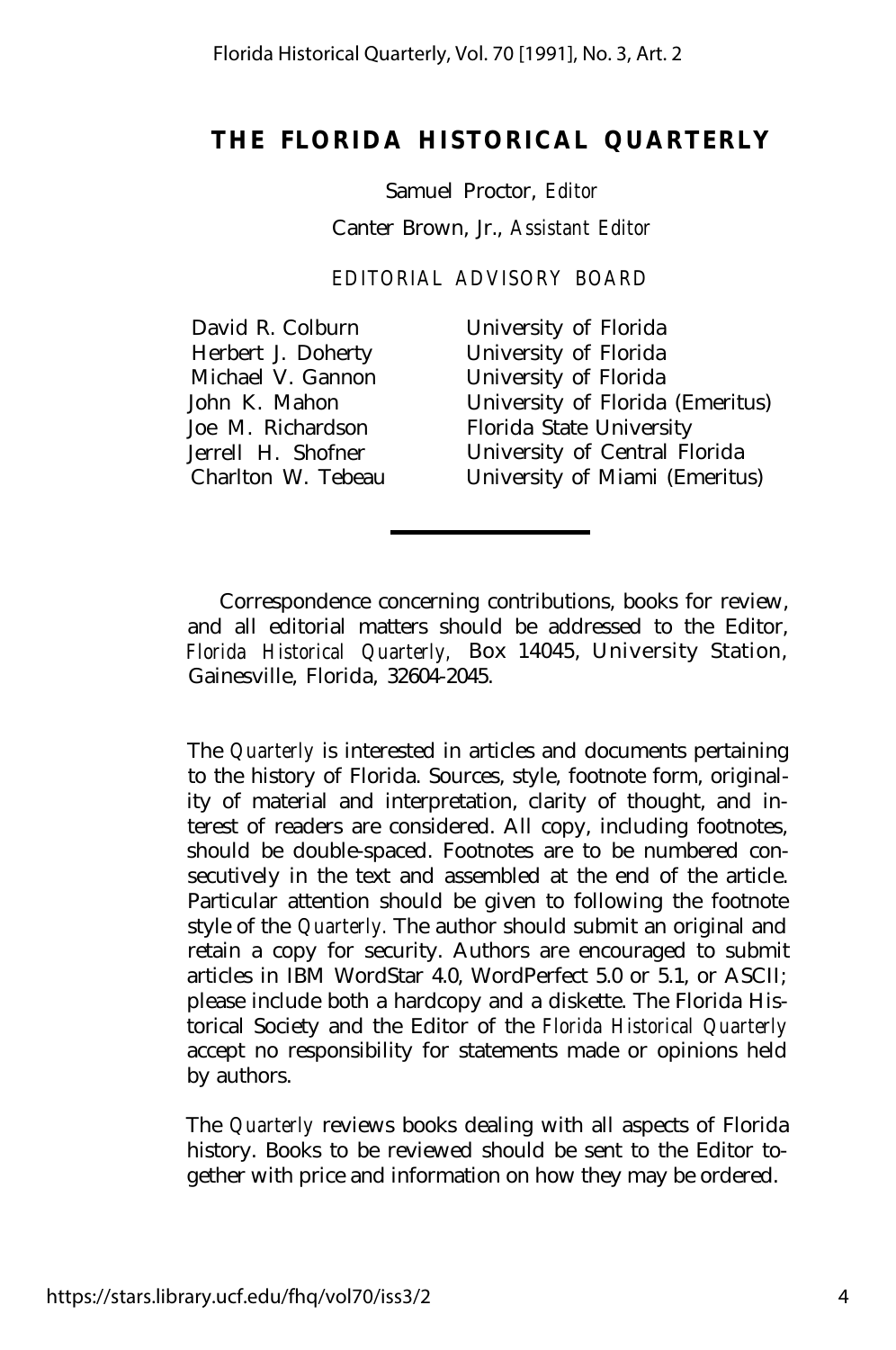# THE FLORIDA HISTORICAL QUARTERLY

Samuel Proctor, *Editor*

Canter Brown, Jr., *Assistant Editor*

EDITORIAL ADVISORY BOARD

| | |
|---|---|
| David R. Colburn | University of Florida |
| Herbert J. Doherty | University of Florida |
| Michael V. Gannon | University of Florida |
| John K. Mahon | University of Florida (Emeritus) |
| Joe M. Richardson | Florida State University |
| Jerrell H. Shofner | University of Central Florida |
| Charlton W. Tebeau | University of Miami (Emeritus) |

---

Correspondence concerning contributions, books for review, and all editorial matters should be addressed to the Editor, *Florida Historical Quarterly*, Box 14045, University Station, Gainesville, Florida, 32604-2045.

The *Quarterly* is interested in articles and documents pertaining to the history of Florida. Sources, style, footnote form, originality of material and interpretation, clarity of thought, and interest of readers are considered. All copy, including footnotes, should be double-spaced. Footnotes are to be numbered consecutively in the text and assembled at the end of the article. Particular attention should be given to following the footnote style of the *Quarterly*. The author should submit an original and retain a copy for security. Authors are encouraged to submit articles in IBM WordStar 4.0, WordPerfect 5.0 or 5.1, or ASCII; please include both a hardcopy and a diskette. The Florida Historical Society and the Editor of the *Florida Historical Quarterly* accept no responsibility for statements made or opinions held by authors.

The *Quarterly* reviews books dealing with all aspects of Florida history. Books to be reviewed should be sent to the Editor together with price and information on how they may be ordered.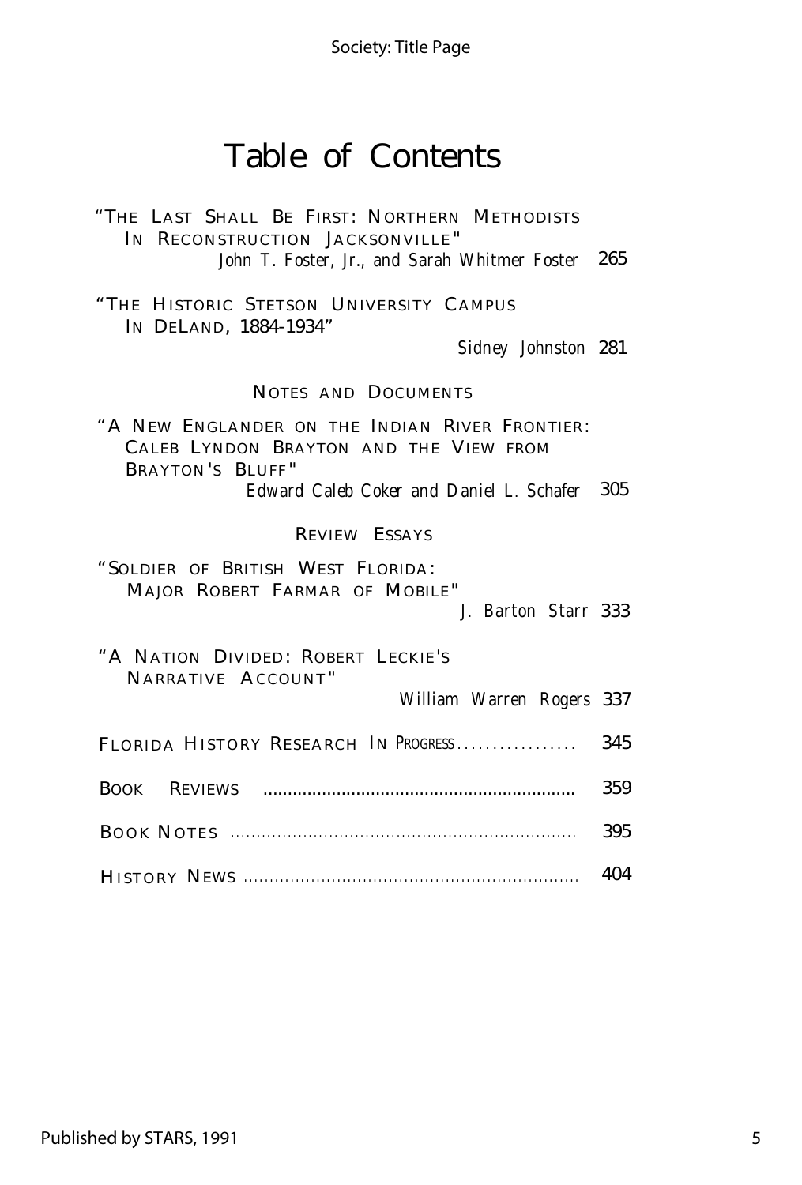# Table of Contents

"The Last Shall Be First: Northern Methodists In Reconstruction Jacksonville"
*John T. Foster, Jr., and Sarah Whitmer Foster* 265

"The Historic Stetson University Campus In DeLand, 1884-1934"
*Sidney Johnston* 281

## Notes and Documents

"A New Englander on the Indian River Frontier: Caleb Lyndon Brayton and the View from Brayton's Bluff"
*Edward Caleb Coker and Daniel L. Schafer* 305

## Review Essays

"Soldier of British West Florida: Major Robert Farmar of Mobile"
*J. Barton Starr* 333

"A Nation Divided: Robert Leckie's Narrative Account"
*William Warren Rogers* 337

Florida History Research In Progress................. 345

Book Reviews ............................................................... 359

Book Notes .................................................................. 395

History News ................................................................ 404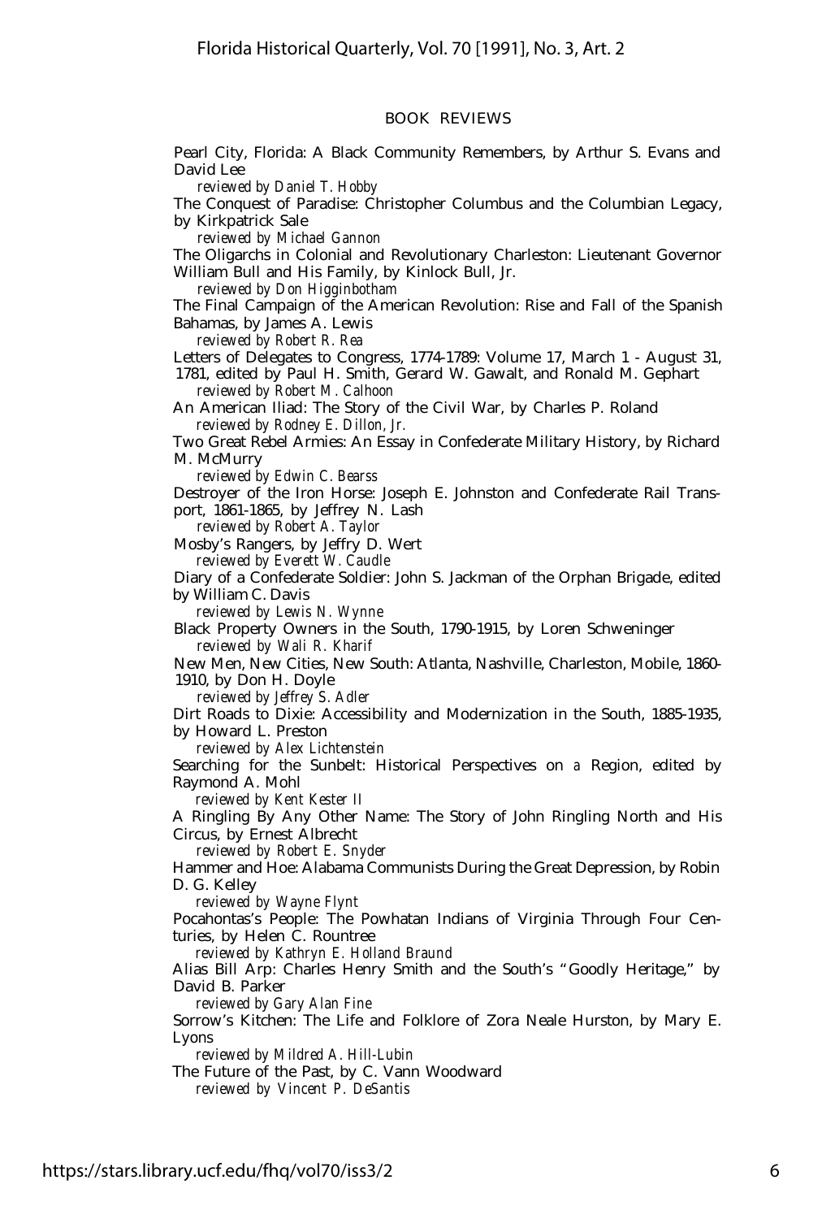## BOOK REVIEWS

Pearl City, Florida: A Black Community Remembers, by Arthur S. Evans and David Lee
*reviewed by Daniel T. Hobby*

The Conquest of Paradise: Christopher Columbus and the Columbian Legacy, by Kirkpatrick Sale
*reviewed by Michael Gannon*

The Oligarchs in Colonial and Revolutionary Charleston: Lieutenant Governor William Bull and His Family, by Kinlock Bull, Jr.
*reviewed by Don Higginbotham*

The Final Campaign of the American Revolution: Rise and Fall of the Spanish Bahamas, by James A. Lewis
*reviewed by Robert R. Rea*

Letters of Delegates to Congress, 1774-1789: Volume 17, March 1 - August 31, 1781, edited by Paul H. Smith, Gerard W. Gawalt, and Ronald M. Gephart
*reviewed by Robert M. Calhoon*

An American Iliad: The Story of the Civil War, by Charles P. Roland
*reviewed by Rodney E. Dillon, Jr.*

Two Great Rebel Armies: An Essay in Confederate Military History, by Richard M. McMurry
*reviewed by Edwin C. Bearss*

Destroyer of the Iron Horse: Joseph E. Johnston and Confederate Rail Transport, 1861-1865, by Jeffrey N. Lash
*reviewed by Robert A. Taylor*

Mosby's Rangers, by Jeffry D. Wert
*reviewed by Everett W. Caudle*

Diary of a Confederate Soldier: John S. Jackman of the Orphan Brigade, edited by William C. Davis
*reviewed by Lewis N. Wynne*

Black Property Owners in the South, 1790-1915, by Loren Schweninger
*reviewed by Wali R. Kharif*

New Men, New Cities, New South: Atlanta, Nashville, Charleston, Mobile, 1860-1910, by Don H. Doyle
*reviewed by Jeffrey S. Adler*

Dirt Roads to Dixie: Accessibility and Modernization in the South, 1885-1935, by Howard L. Preston
*reviewed by Alex Lichtenstein*

Searching for the Sunbelt: Historical Perspectives on a Region, edited by Raymond A. Mohl
*reviewed by Kent Kester II*

A Ringling By Any Other Name: The Story of John Ringling North and His Circus, by Ernest Albrecht
*reviewed by Robert E. Snyder*

Hammer and Hoe: Alabama Communists During the Great Depression, by Robin D. G. Kelley
*reviewed by Wayne Flynt*

Pocahontas's People: The Powhatan Indians of Virginia Through Four Centuries, by Helen C. Rountree
*reviewed by Kathryn E. Holland Braund*

Alias Bill Arp: Charles Henry Smith and the South's "Goodly Heritage," by David B. Parker
*reviewed by Gary Alan Fine*

Sorrow's Kitchen: The Life and Folklore of Zora Neale Hurston, by Mary E. Lyons
*reviewed by Mildred A. Hill-Lubin*

The Future of the Past, by C. Vann Woodward
*reviewed by Vincent P. DeSantis*